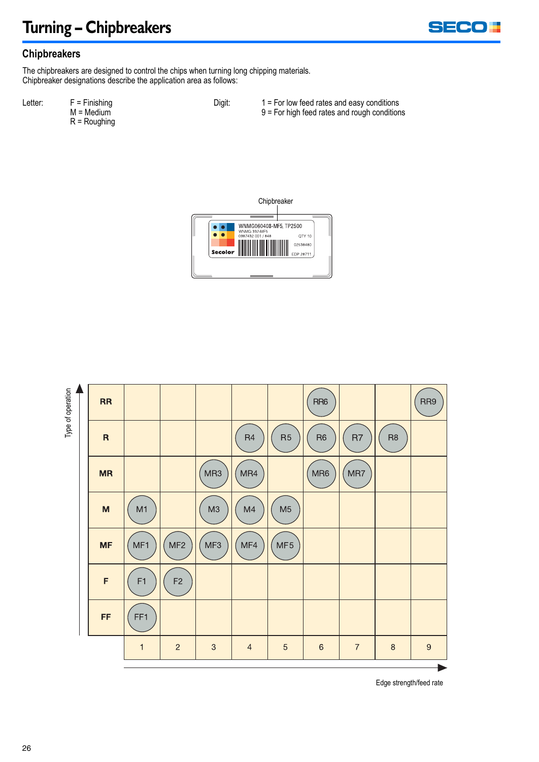# Turning – Chipbreakers

## Chipbreakers

The chipbreakers are designed to control the chips when turning long chipping materials.
Chipbreaker designations describe the application area as follows:

Letter:
- F = Finishing
- M = Medium
- R = Roughing

Digit:
- 1 = For low feed rates and easy conditions
- 9 = For high feed rates and rough conditions

Chipbreaker

WNMG060408-MF5, TP2500
WNMG 332-MF5
0987432 001 / 848
QTY 10
02538480
Secolor
EDP 28711

Type of operation / Edge strength/feed rate

| | 1 | 2 | 3 | 4 | 5 | 6 | 7 | 8 | 9 |
|---|---|---|---|---|---|---|---|---|---|
| **RR** | | | | | | RR6 | | | RR9 |
| **R** | | | | R4 | R5 | R6 | R7 | R8 | |
| **MR** | | | MR3 | MR4 | | MR6 | MR7 | | |
| **M** | M1 | | M3 | M4 | M5 | | | | |
| **MF** | MF1 | MF2 | MF3 | MF4 | MF5 | | | | |
| **F** | F1 | F2 | | | | | | | |
| **FF** | FF1 | | | | | | | | |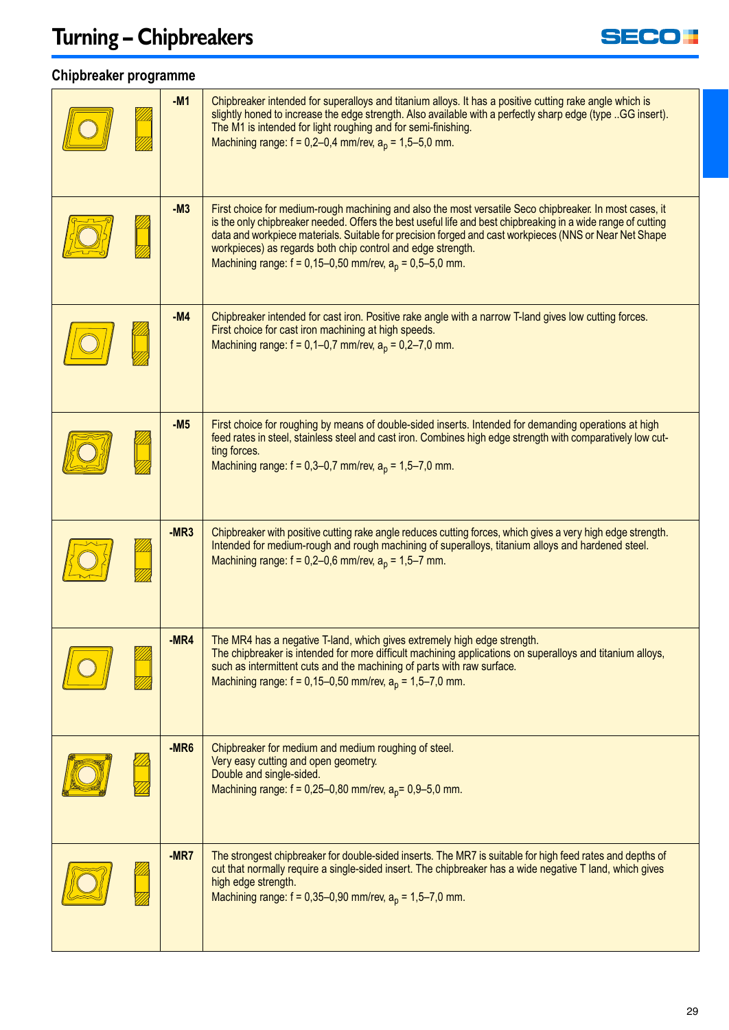# Turning – Chipbreakers

## Chipbreaker programme

| | | |
|---|---|---|
| | **-M1** | Chipbreaker intended for superalloys and titanium alloys. It has a positive cutting rake angle which is slightly honed to increase the edge strength. Also available with a perfectly sharp edge (type ..GG insert). The M1 is intended for light roughing and for semi-finishing.<br>Machining range: f = 0,2–0,4 mm/rev, $a_p$ = 1,5–5,0 mm. |
| | **-M3** | First choice for medium-rough machining and also the most versatile Seco chipbreaker. In most cases, it is the only chipbreaker needed. Offers the best useful life and best chipbreaking in a wide range of cutting data and workpiece materials. Suitable for precision forged and cast workpieces (NNS or Near Net Shape workpieces) as regards both chip control and edge strength.<br>Machining range: f = 0,15–0,50 mm/rev, $a_p$ = 0,5–5,0 mm. |
| | **-M4** | Chipbreaker intended for cast iron. Positive rake angle with a narrow T-land gives low cutting forces. First choice for cast iron machining at high speeds.<br>Machining range: f = 0,1–0,7 mm/rev, $a_p$ = 0,2–7,0 mm. |
| | **-M5** | First choice for roughing by means of double-sided inserts. Intended for demanding operations at high feed rates in steel, stainless steel and cast iron. Combines high edge strength with comparatively low cutting forces.<br>Machining range: f = 0,3–0,7 mm/rev, $a_p$ = 1,5–7,0 mm. |
| | **-MR3** | Chipbreaker with positive cutting rake angle reduces cutting forces, which gives a very high edge strength. Intended for medium-rough and rough machining of superalloys, titanium alloys and hardened steel.<br>Machining range: f = 0,2–0,6 mm/rev, $a_p$ = 1,5–7 mm. |
| | **-MR4** | The MR4 has a negative T-land, which gives extremely high edge strength.<br>The chipbreaker is intended for more difficult machining applications on superalloys and titanium alloys, such as intermittent cuts and the machining of parts with raw surface.<br>Machining range: f = 0,15–0,50 mm/rev, $a_p$ = 1,5–7,0 mm. |
| | **-MR6** | Chipbreaker for medium and medium roughing of steel.<br>Very easy cutting and open geometry.<br>Double and single-sided.<br>Machining range: f = 0,25–0,80 mm/rev, $a_p$= 0,9–5,0 mm. |
| | **-MR7** | The strongest chipbreaker for double-sided inserts. The MR7 is suitable for high feed rates and depths of cut that normally require a single-sided insert. The chipbreaker has a wide negative T land, which gives high edge strength.<br>Machining range: f = 0,35–0,90 mm/rev, $a_p$ = 1,5–7,0 mm. |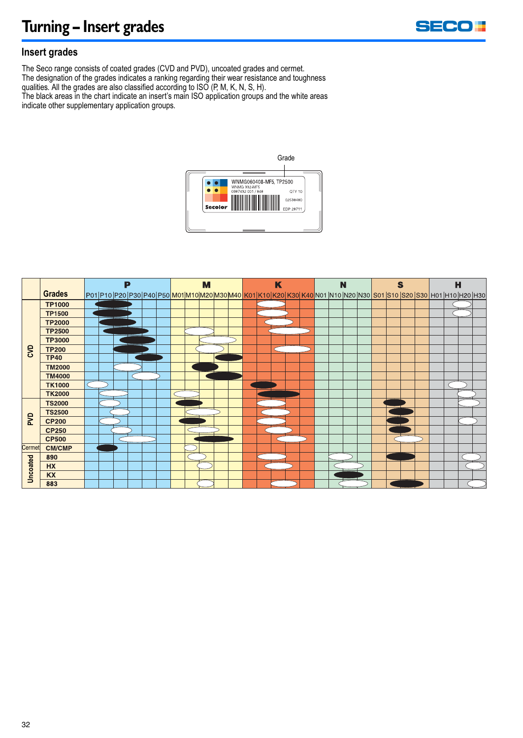# Turning – Insert grades

## Insert grades

The Seco range consists of coated grades (CVD and PVD), uncoated grades and cermet.
The designation of the grades indicates a ranking regarding their wear resistance and toughness qualities. All the grades are also classified according to ISO (P, M, K, N, S, H).
The black areas in the chart indicate an insert's main ISO application groups and the white areas indicate other supplementary application groups.

Grade

WNMG060408-MF5, TP2500
WNMG 332-MF5
0367432 001 / 848 QTY 10
02538480
Secolor EDP 28711

| | Grades | P | M | K | N | S | H |
|---|---|---|---|---|---|---|---|
| | | P01 P10 P20 P30 P40 P50 | M01 M10 M20 M30 M40 | K01 K10 K20 K30 K40 | N01 N10 N20 N30 | S01 S10 S20 S30 | H01 H10 H20 H30 |
| CVD | TP1000 | | | | | | |
| | TP1500 | | | | | | |
| | TP2000 | | | | | | |
| | TP2500 | | | | | | |
| | TP3000 | | | | | | |
| | TP200 | | | | | | |
| | TP40 | | | | | | |
| | TM2000 | | | | | | |
| | TM4000 | | | | | | |
| | TK1000 | | | | | | |
| | TK2000 | | | | | | |
| PVD | TS2000 | | | | | | |
| | TS2500 | | | | | | |
| | CP200 | | | | | | |
| | CP250 | | | | | | |
| | CP500 | | | | | | |
| Cermet | CM/CMP | | | | | | |
| Uncoated | 890 | | | | | | |
| | HX | | | | | | |
| | KX | | | | | | |
| | 883 | | | | | | |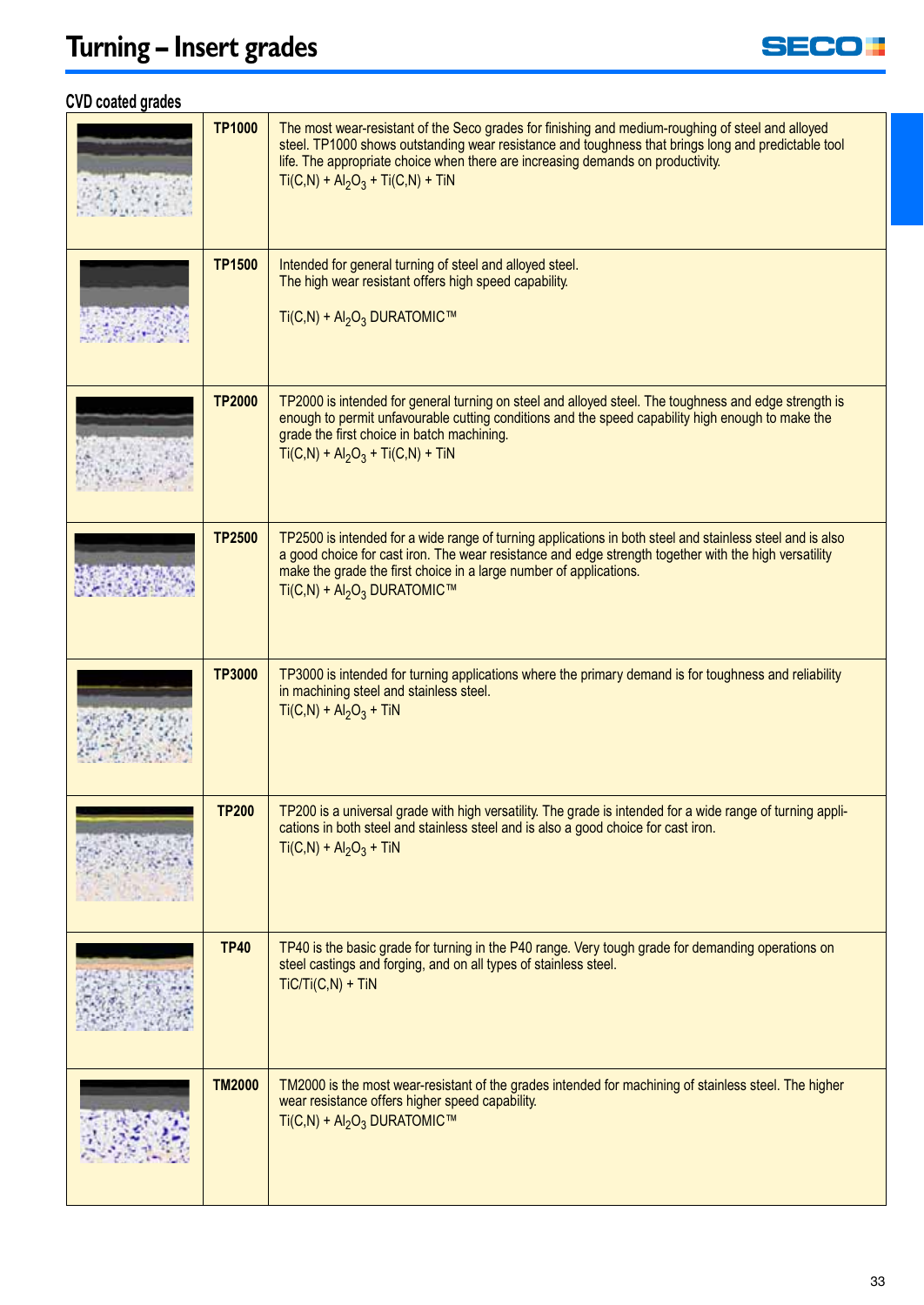# Turning – Insert grades

## CVD coated grades

| | | |
|---|---|---|
| | **TP1000** | The most wear-resistant of the Seco grades for finishing and medium-roughing of steel and alloyed steel. TP1000 shows outstanding wear resistance and toughness that brings long and predictable tool life. The appropriate choice when there are increasing demands on productivity.<br>Ti(C,N) + $Al_2O_3$ + Ti(C,N) + TiN |
| | **TP1500** | Intended for general turning of steel and alloyed steel.<br>The high wear resistant offers high speed capability.<br><br>Ti(C,N) + $Al_2O_3$ DURATOMIC™ |
| | **TP2000** | TP2000 is intended for general turning on steel and alloyed steel. The toughness and edge strength is enough to permit unfavourable cutting conditions and the speed capability high enough to make the grade the first choice in batch machining.<br>Ti(C,N) + $Al_2O_3$ + Ti(C,N) + TiN |
| | **TP2500** | TP2500 is intended for a wide range of turning applications in both steel and stainless steel and is also a good choice for cast iron. The wear resistance and edge strength together with the high versatility make the grade the first choice in a large number of applications.<br>Ti(C,N) + $Al_2O_3$ DURATOMIC™ |
| | **TP3000** | TP3000 is intended for turning applications where the primary demand is for toughness and reliability in machining steel and stainless steel.<br>Ti(C,N) + $Al_2O_3$ + TiN |
| | **TP200** | TP200 is a universal grade with high versatility. The grade is intended for a wide range of turning applications in both steel and stainless steel and is also a good choice for cast iron.<br>Ti(C,N) + $Al_2O_3$ + TiN |
| | **TP40** | TP40 is the basic grade for turning in the P40 range. Very tough grade for demanding operations on steel castings and forging, and on all types of stainless steel.<br>TiC/Ti(C,N) + TiN |
| | **TM2000** | TM2000 is the most wear-resistant of the grades intended for machining of stainless steel. The higher wear resistance offers higher speed capability.<br>Ti(C,N) + $Al_2O_3$ DURATOMIC™ |